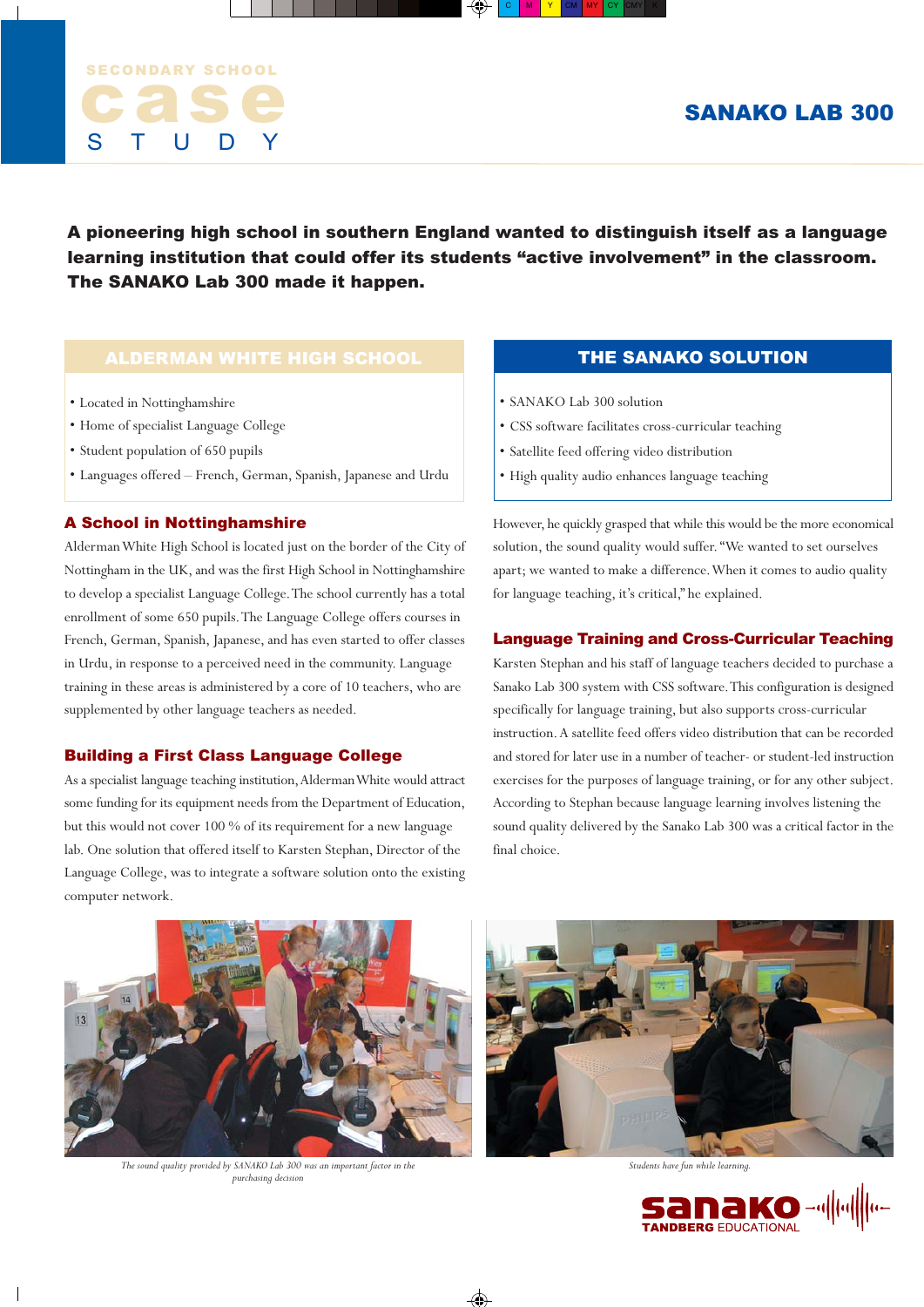SECONDARY SCHOOL

# case STUDY

## SANAKO LAB 300

**A pioneering high school in southern England wanted to distinguish itself as a language learning institution that could offer its students "active involvement" in the classroom. The SANAKO Lab 300 made it happen.**

### ALDERMAN WHITE HIGH SCHOOL

- Located in Nottinghamshire
- Home of specialist Language College
- Student population of 650 pupils
- Languages offered – French, German, Spanish, Japanese and Urdu

### THE SANAKO SOLUTION

- SANAKO Lab 300 solution
- CSS software facilitates cross-curricular teaching
- Satellite feed offering video distribution
- High quality audio enhances language teaching

### A School in Nottinghamshire

Alderman White High School is located just on the border of the City of Nottingham in the UK, and was the first High School in Nottinghamshire to develop a specialist Language College. The school currently has a total enrollment of some 650 pupils. The Language College offers courses in French, German, Spanish, Japanese, and has even started to offer classes in Urdu, in response to a perceived need in the community. Language training in these areas is administered by a core of 10 teachers, who are supplemented by other language teachers as needed.

### Building a First Class Language College

As a specialist language teaching institution, Alderman White would attract some funding for its equipment needs from the Department of Education, but this would not cover 100 % of its requirement for a new language lab. One solution that offered itself to Karsten Stephan, Director of the Language College, was to integrate a software solution onto the existing computer network.

However, he quickly grasped that while this would be the more economical solution, the sound quality would suffer. "We wanted to set ourselves apart; we wanted to make a difference. When it comes to audio quality for language teaching, it's critical," he explained.

### Language Training and Cross-Curricular Teaching

Karsten Stephan and his staff of language teachers decided to purchase a Sanako Lab 300 system with CSS software. This configuration is designed specifically for language training, but also supports cross-curricular instruction. A satellite feed offers video distribution that can be recorded and stored for later use in a number of teacher- or student-led instruction exercises for the purposes of language training, or for any other subject. According to Stephan because language learning involves listening the sound quality delivered by the Sanako Lab 300 was a critical factor in the final choice.

*The sound quality provided by SANAKO Lab 300 was an important factor in the purchasing decision*

*Students have fun while learning.*

sanako TANDBERG EDUCATIONAL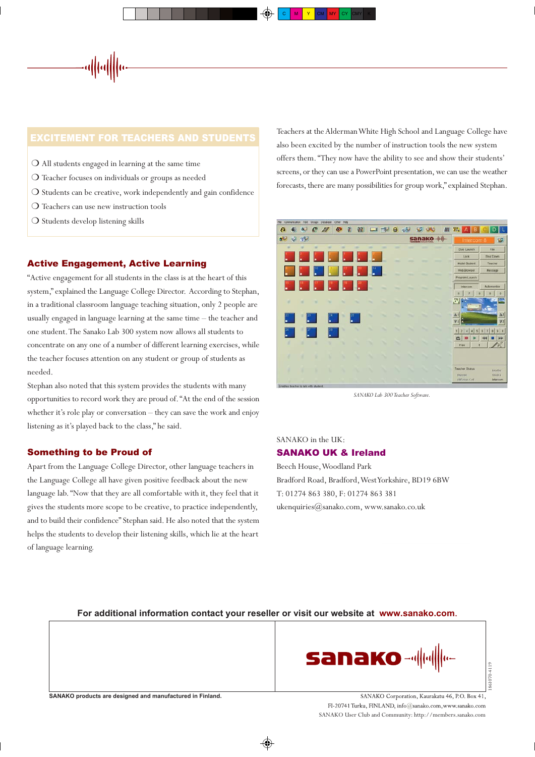## EXCITEMENT FOR TEACHERS AND STUDENTS

- All students engaged in learning at the same time
- Teacher focuses on individuals or groups as needed
- Students can be creative, work independently and gain confidence
- Teachers can use new instruction tools
- Students develop listening skills

### Active Engagement, Active Learning

"Active engagement for all students in the class is at the heart of this system," explained the Language College Director. According to Stephan, in a traditional classroom language teaching situation, only 2 people are usually engaged in language learning at the same time – the teacher and one student. The Sanako Lab 300 system now allows all students to concentrate on any one of a number of different learning exercises, while the teacher focuses attention on any student or group of students as needed.

Stephan also noted that this system provides the students with many opportunities to record work they are proud of. "At the end of the session whether it's role play or conversation – they can save the work and enjoy listening as it's played back to the class," he said.

### Something to be Proud of

Apart from the Language College Director, other language teachers in the Language College all have given positive feedback about the new language lab. "Now that they are all comfortable with it, they feel that it gives the students more scope to be creative, to practice independently, and to build their confidence" Stephan said. He also noted that the system helps the students to develop their listening skills, which lie at the heart of language learning.

Teachers at the Alderman White High School and Language College have also been excited by the number of instruction tools the new system offers them. "They now have the ability to see and show their students' screens, or they can use a PowerPoint presentation, we can use the weather forecasts, there are many possibilities for group work," explained Stephan.

*SANAKO Lab 300 Teacher Software.*

SANAKO in the UK:

### SANAKO UK & Ireland

Beech House, Woodland Park
Bradford Road, Bradford, West Yorkshire, BD19 6BW
T: 01274 863 380, F: 01274 863 381
ukenquiries@sanako.com, www.sanako.co.uk

**For additional information contact your reseller or visit our website at www.sanako.com.**

sanako

1861070-4119

**SANAKO products are designed and manufactured in Finland.**

SANAKO Corporation, Kaurakatu 46, P.O. Box 41,
FI-20741 Turku, FINLAND, info@sanako.com, www.sanako.com
SANAKO User Club and Community: http://members.sanako.com